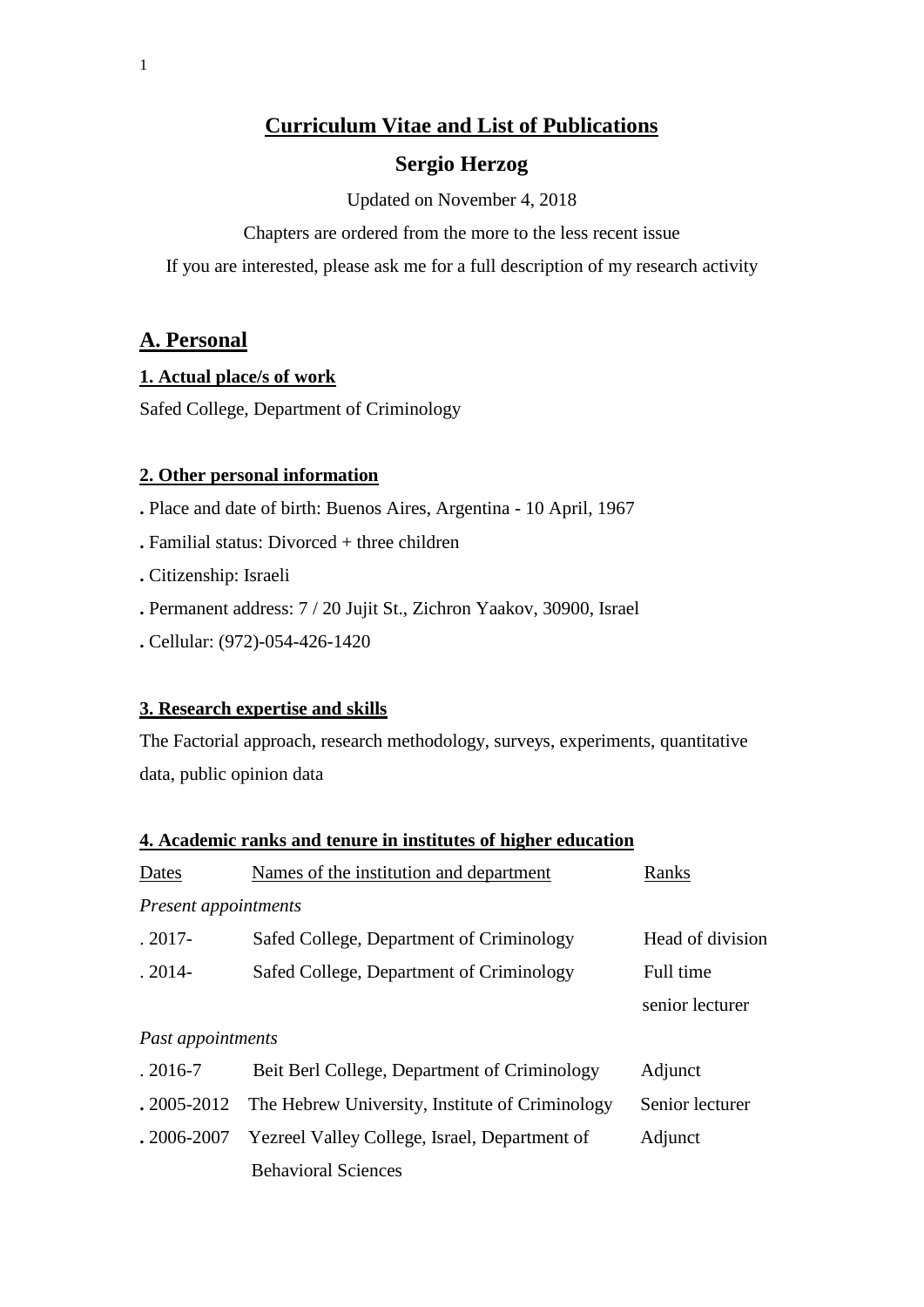# **Curriculum Vitae and List of Publications**

## **Sergio Herzog**

Updated on November 4, 2018

Chapters are ordered from the more to the less recent issue

If you are interested, please ask me for a full description of my research activity

## A. Personal

### 1. Actual place/s of work

Safed College, Department of Criminology

### 2. Other personal information

. Place and date of birth: Buenos Aires, Argentina - 10 April, 1967

. Familial status: Divorced + three children

. Citizenship: Israeli

. Permanent address: 7 / 20 Jujit St., Zichron Yaakov, 30900, Israel

. Cellular: (972)-054-426-1420

### 3. Research expertise and skills

The Factorial approach, research methodology, surveys, experiments, quantitative data, public opinion data

### 4. Academic ranks and tenure in institutes of higher education

| Dates | Names of the institution and department | Ranks |
|---|---|---|
| *Present appointments* | | |
| . 2017- | Safed College, Department of Criminology | Head of division |
| . 2014- | Safed College, Department of Criminology | Full time senior lecturer |
| *Past appointments* | | |
| . 2016-7 | Beit Berl College, Department of Criminology | Adjunct |
| . 2005-2012 | The Hebrew University, Institute of Criminology | Senior lecturer |
| . 2006-2007 | Yezreel Valley College, Israel, Department of Behavioral Sciences | Adjunct |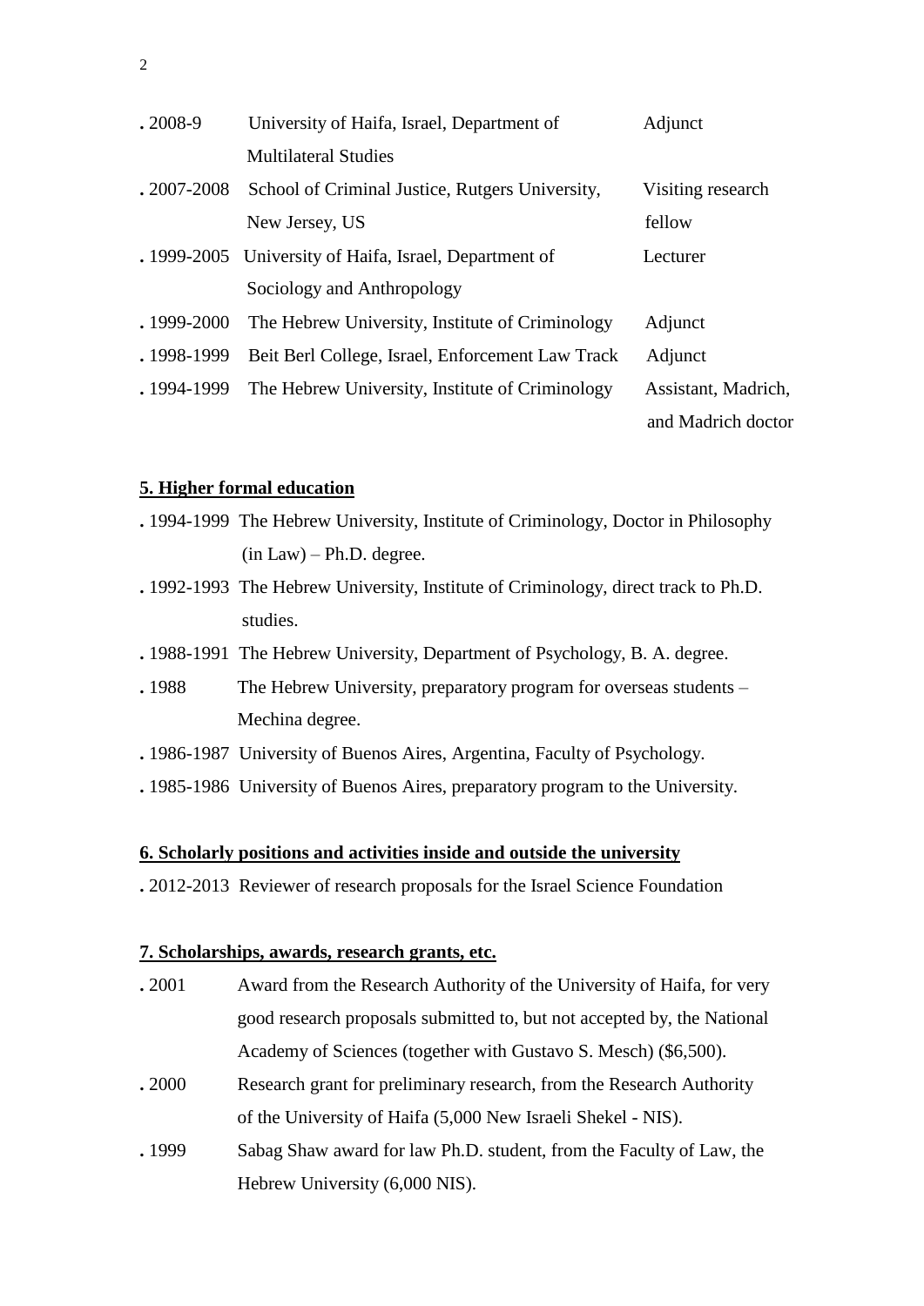| | | |
|---|---|---|
| . 2008-9 | University of Haifa, Israel, Department of Multilateral Studies | Adjunct |
| . 2007-2008 | School of Criminal Justice, Rutgers University, New Jersey, US | Visiting research fellow |
| . 1999-2005 | University of Haifa, Israel, Department of Sociology and Anthropology | Lecturer |
| . 1999-2000 | The Hebrew University, Institute of Criminology | Adjunct |
| . 1998-1999 | Beit Berl College, Israel, Enforcement Law Track | Adjunct |
| . 1994-1999 | The Hebrew University, Institute of Criminology | Assistant, Madrich, and Madrich doctor |

**5. Higher formal education**

. 1994-1999 The Hebrew University, Institute of Criminology, Doctor in Philosophy (in Law) – Ph.D. degree.

. 1992-1993 The Hebrew University, Institute of Criminology, direct track to Ph.D. studies.

. 1988-1991 The Hebrew University, Department of Psychology, B. A. degree.

. 1988 The Hebrew University, preparatory program for overseas students – Mechina degree.

. 1986-1987 University of Buenos Aires, Argentina, Faculty of Psychology.

. 1985-1986 University of Buenos Aires, preparatory program to the University.

**6. Scholarly positions and activities inside and outside the university**

. 2012-2013 Reviewer of research proposals for the Israel Science Foundation

**7. Scholarships, awards, research grants, etc.**

. 2001 Award from the Research Authority of the University of Haifa, for very good research proposals submitted to, but not accepted by, the National Academy of Sciences (together with Gustavo S. Mesch) ($6,500).

. 2000 Research grant for preliminary research, from the Research Authority of the University of Haifa (5,000 New Israeli Shekel - NIS).

. 1999 Sabag Shaw award for law Ph.D. student, from the Faculty of Law, the Hebrew University (6,000 NIS).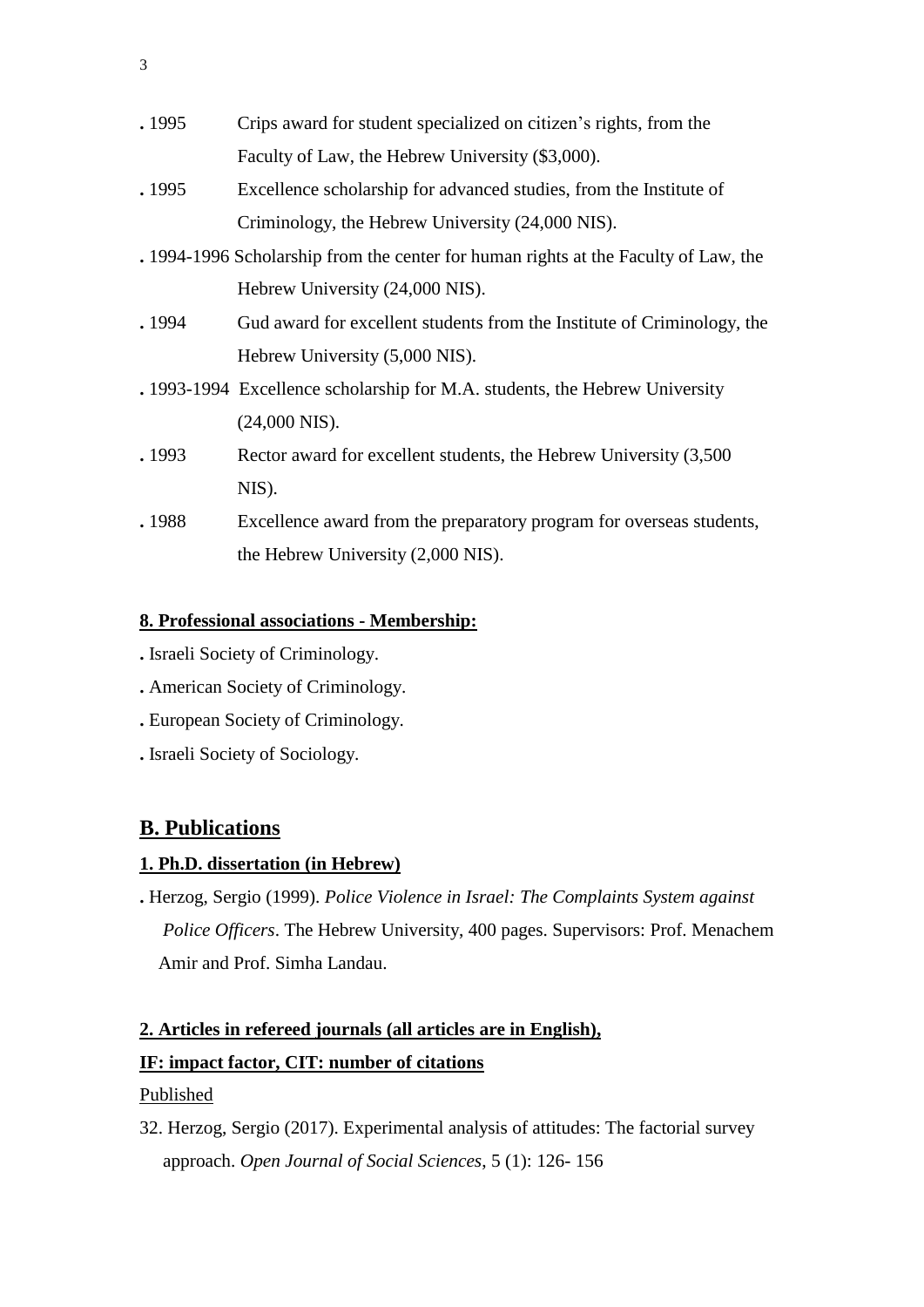. 1995 Crips award for student specialized on citizen's rights, from the Faculty of Law, the Hebrew University ($3,000).

. 1995 Excellence scholarship for advanced studies, from the Institute of Criminology, the Hebrew University (24,000 NIS).

. 1994-1996 Scholarship from the center for human rights at the Faculty of Law, the Hebrew University (24,000 NIS).

. 1994 Gud award for excellent students from the Institute of Criminology, the Hebrew University (5,000 NIS).

. 1993-1994 Excellence scholarship for M.A. students, the Hebrew University (24,000 NIS).

. 1993 Rector award for excellent students, the Hebrew University (3,500 NIS).

. 1988 Excellence award from the preparatory program for overseas students, the Hebrew University (2,000 NIS).

**8. Professional associations - Membership:**

. Israeli Society of Criminology.

. American Society of Criminology.

. European Society of Criminology.

. Israeli Society of Sociology.

## B. Publications

**1. Ph.D. dissertation (in Hebrew)**

. Herzog, Sergio (1999). *Police Violence in Israel: The Complaints System against Police Officers*. The Hebrew University, 400 pages. Supervisors: Prof. Menachem Amir and Prof. Simha Landau.

**2. Articles in refereed journals (all articles are in English),**

**IF: impact factor, CIT: number of citations**

Published

32. Herzog, Sergio (2017). Experimental analysis of attitudes: The factorial survey approach. *Open Journal of Social Sciences*, 5 (1): 126- 156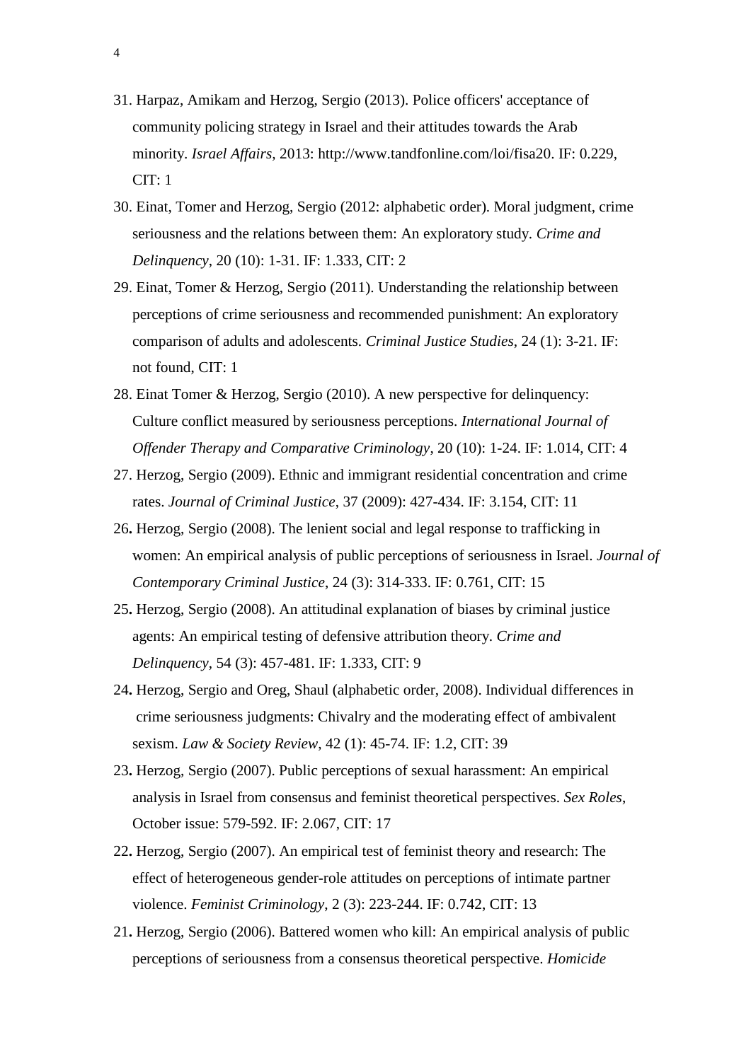31. Harpaz, Amikam and Herzog, Sergio (2013). Police officers' acceptance of community policing strategy in Israel and their attitudes towards the Arab minority. *Israel Affairs*, 2013: http://www.tandfonline.com/loi/fisa20. IF: 0.229, CIT: 1

30. Einat, Tomer and Herzog, Sergio (2012: alphabetic order). Moral judgment, crime seriousness and the relations between them: An exploratory study. *Crime and Delinquency*, 20 (10): 1-31. IF: 1.333, CIT: 2

29. Einat, Tomer & Herzog, Sergio (2011). Understanding the relationship between perceptions of crime seriousness and recommended punishment: An exploratory comparison of adults and adolescents. *Criminal Justice Studies*, 24 (1): 3-21. IF: not found, CIT: 1

28. Einat Tomer & Herzog, Sergio (2010). A new perspective for delinquency: Culture conflict measured by seriousness perceptions. *International Journal of Offender Therapy and Comparative Criminology*, 20 (10): 1-24. IF: 1.014, CIT: 4

27. Herzog, Sergio (2009). Ethnic and immigrant residential concentration and crime rates. *Journal of Criminal Justice*, 37 (2009): 427-434. IF: 3.154, CIT: 11

26**.** Herzog, Sergio (2008). The lenient social and legal response to trafficking in women: An empirical analysis of public perceptions of seriousness in Israel. *Journal of Contemporary Criminal Justice*, 24 (3): 314-333. IF: 0.761, CIT: 15

25**.** Herzog, Sergio (2008). An attitudinal explanation of biases by criminal justice agents: An empirical testing of defensive attribution theory. *Crime and Delinquency*, 54 (3): 457-481. IF: 1.333, CIT: 9

24**.** Herzog, Sergio and Oreg, Shaul (alphabetic order, 2008). Individual differences in crime seriousness judgments: Chivalry and the moderating effect of ambivalent sexism. *Law & Society Review*, 42 (1): 45-74. IF: 1.2, CIT: 39

23**.** Herzog, Sergio (2007). Public perceptions of sexual harassment: An empirical analysis in Israel from consensus and feminist theoretical perspectives. *Sex Roles*, October issue: 579-592. IF: 2.067, CIT: 17

22**.** Herzog, Sergio (2007). An empirical test of feminist theory and research: The effect of heterogeneous gender-role attitudes on perceptions of intimate partner violence. *Feminist Criminology*, 2 (3): 223-244. IF: 0.742, CIT: 13

21**.** Herzog, Sergio (2006). Battered women who kill: An empirical analysis of public perceptions of seriousness from a consensus theoretical perspective. *Homicide*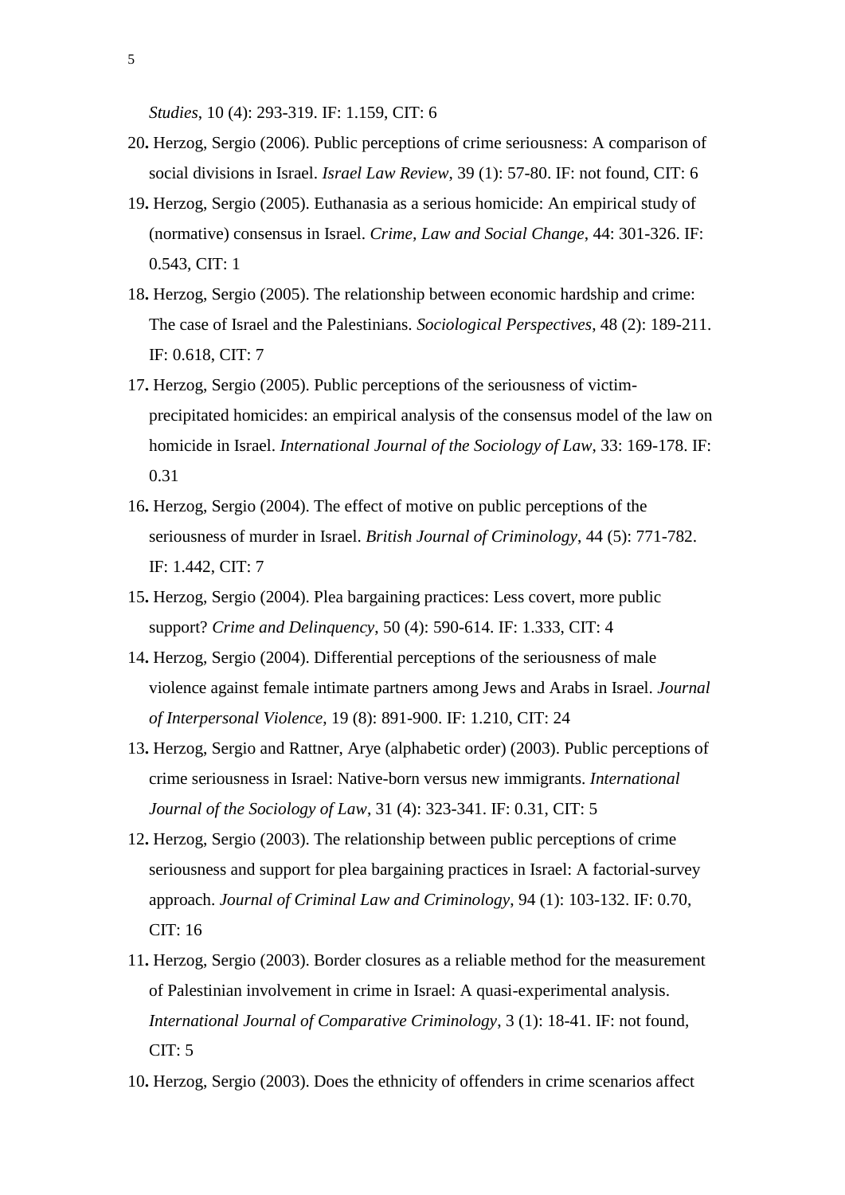*Studies*, 10 (4): 293-319. IF: 1.159, CIT: 6

20**.** Herzog, Sergio (2006). Public perceptions of crime seriousness: A comparison of social divisions in Israel. *Israel Law Review*, 39 (1): 57-80. IF: not found, CIT: 6

19**.** Herzog, Sergio (2005). Euthanasia as a serious homicide: An empirical study of (normative) consensus in Israel. *Crime, Law and Social Change*, 44: 301-326. IF: 0.543, CIT: 1

18**.** Herzog, Sergio (2005). The relationship between economic hardship and crime: The case of Israel and the Palestinians. *Sociological Perspectives*, 48 (2): 189-211. IF: 0.618, CIT: 7

17**.** Herzog, Sergio (2005). Public perceptions of the seriousness of victim-precipitated homicides: an empirical analysis of the consensus model of the law on homicide in Israel. *International Journal of the Sociology of Law*, 33: 169-178. IF: 0.31

16**.** Herzog, Sergio (2004). The effect of motive on public perceptions of the seriousness of murder in Israel. *British Journal of Criminology*, 44 (5): 771-782. IF: 1.442, CIT: 7

15**.** Herzog, Sergio (2004). Plea bargaining practices: Less covert, more public support? *Crime and Delinquency*, 50 (4): 590-614. IF: 1.333, CIT: 4

14**.** Herzog, Sergio (2004). Differential perceptions of the seriousness of male violence against female intimate partners among Jews and Arabs in Israel. *Journal of Interpersonal Violence*, 19 (8): 891-900. IF: 1.210, CIT: 24

13**.** Herzog, Sergio and Rattner, Arye (alphabetic order) (2003). Public perceptions of crime seriousness in Israel: Native-born versus new immigrants. *International Journal of the Sociology of Law*, 31 (4): 323-341. IF: 0.31, CIT: 5

12**.** Herzog, Sergio (2003). The relationship between public perceptions of crime seriousness and support for plea bargaining practices in Israel: A factorial-survey approach. *Journal of Criminal Law and Criminology*, 94 (1): 103-132. IF: 0.70, CIT: 16

11**.** Herzog, Sergio (2003). Border closures as a reliable method for the measurement of Palestinian involvement in crime in Israel: A quasi-experimental analysis. *International Journal of Comparative Criminology*, 3 (1): 18-41. IF: not found, CIT: 5

10**.** Herzog, Sergio (2003). Does the ethnicity of offenders in crime scenarios affect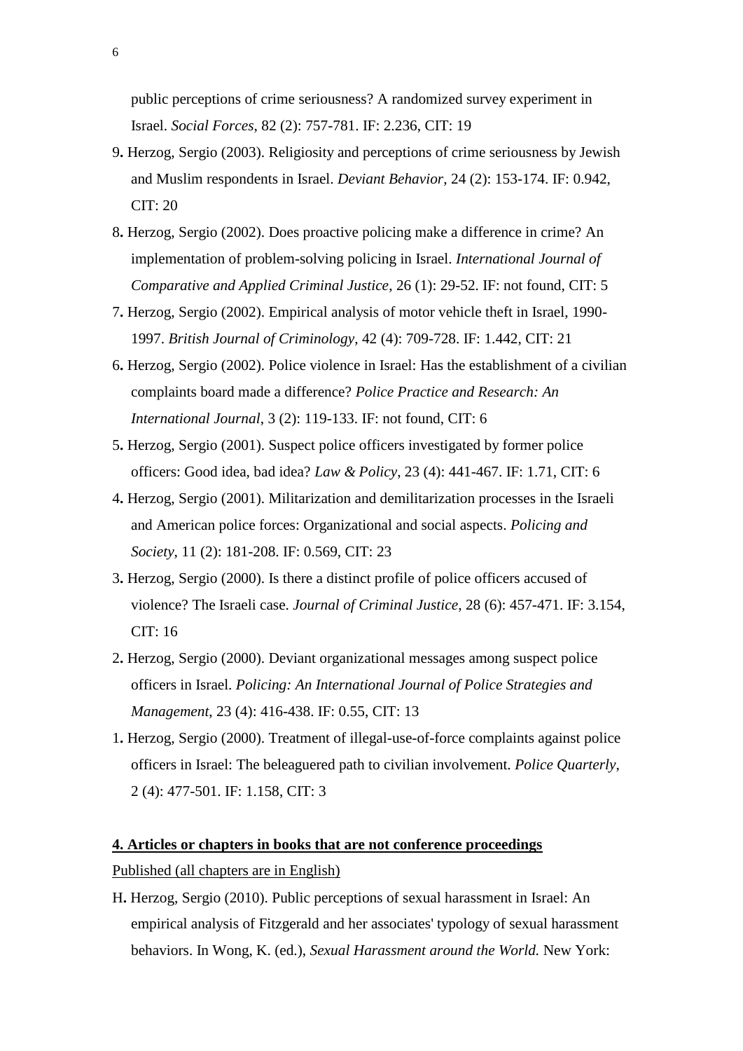public perceptions of crime seriousness? A randomized survey experiment in Israel. *Social Forces*, 82 (2): 757-781. IF: 2.236, CIT: 19

9**.** Herzog, Sergio (2003). Religiosity and perceptions of crime seriousness by Jewish and Muslim respondents in Israel. *Deviant Behavior*, 24 (2): 153-174. IF: 0.942, CIT: 20

8**.** Herzog, Sergio (2002). Does proactive policing make a difference in crime? An implementation of problem-solving policing in Israel. *International Journal of Comparative and Applied Criminal Justice*, 26 (1): 29-52. IF: not found, CIT: 5

7**.** Herzog, Sergio (2002). Empirical analysis of motor vehicle theft in Israel, 1990-1997. *British Journal of Criminology*, 42 (4): 709-728. IF: 1.442, CIT: 21

6**.** Herzog, Sergio (2002). Police violence in Israel: Has the establishment of a civilian complaints board made a difference? *Police Practice and Research: An International Journal*, 3 (2): 119-133. IF: not found, CIT: 6

5**.** Herzog, Sergio (2001). Suspect police officers investigated by former police officers: Good idea, bad idea? *Law & Policy*, 23 (4): 441-467. IF: 1.71, CIT: 6

4**.** Herzog, Sergio (2001). Militarization and demilitarization processes in the Israeli and American police forces: Organizational and social aspects. *Policing and Society*, 11 (2): 181-208. IF: 0.569, CIT: 23

3**.** Herzog, Sergio (2000). Is there a distinct profile of police officers accused of violence? The Israeli case. *Journal of Criminal Justice*, 28 (6): 457-471. IF: 3.154, CIT: 16

2**.** Herzog, Sergio (2000). Deviant organizational messages among suspect police officers in Israel. *Policing: An International Journal of Police Strategies and Management*, 23 (4): 416-438. IF: 0.55, CIT: 13

1**.** Herzog, Sergio (2000). Treatment of illegal-use-of-force complaints against police officers in Israel: The beleaguered path to civilian involvement. *Police Quarterly*, 2 (4): 477-501. IF: 1.158, CIT: 3

**<u>4. Articles or chapters in books that are not conference proceedings</u>**

<u>Published (all chapters are in English)</u>

H**.** Herzog, Sergio (2010). Public perceptions of sexual harassment in Israel: An empirical analysis of Fitzgerald and her associates' typology of sexual harassment behaviors. In Wong, K. (ed.), *Sexual Harassment around the World.* New York: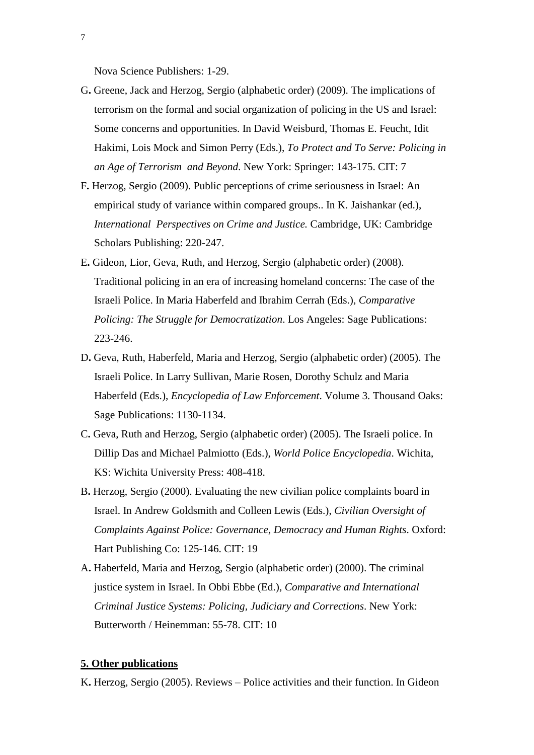Nova Science Publishers: 1-29.

**G.** Greene, Jack and Herzog, Sergio (alphabetic order) (2009). The implications of terrorism on the formal and social organization of policing in the US and Israel: Some concerns and opportunities. In David Weisburd, Thomas E. Feucht, Idit Hakimi, Lois Mock and Simon Perry (Eds.), *To Protect and To Serve: Policing in an Age of Terrorism and Beyond*. New York: Springer: 143-175. CIT: 7

**F.** Herzog, Sergio (2009). Public perceptions of crime seriousness in Israel: An empirical study of variance within compared groups.. In K. Jaishankar (ed.), *International Perspectives on Crime and Justice.* Cambridge, UK: Cambridge Scholars Publishing: 220-247.

**E.** Gideon, Lior, Geva, Ruth, and Herzog, Sergio (alphabetic order) (2008). Traditional policing in an era of increasing homeland concerns: The case of the Israeli Police. In Maria Haberfeld and Ibrahim Cerrah (Eds.), *Comparative Policing: The Struggle for Democratization*. Los Angeles: Sage Publications: 223-246.

**D.** Geva, Ruth, Haberfeld, Maria and Herzog, Sergio (alphabetic order) (2005). The Israeli Police. In Larry Sullivan, Marie Rosen, Dorothy Schulz and Maria Haberfeld (Eds.), *Encyclopedia of Law Enforcement*. Volume 3. Thousand Oaks: Sage Publications: 1130-1134.

**C.** Geva, Ruth and Herzog, Sergio (alphabetic order) (2005). The Israeli police. In Dillip Das and Michael Palmiotto (Eds.), *World Police Encyclopedia*. Wichita, KS: Wichita University Press: 408-418.

**B.** Herzog, Sergio (2000). Evaluating the new civilian police complaints board in Israel. In Andrew Goldsmith and Colleen Lewis (Eds.), *Civilian Oversight of Complaints Against Police: Governance, Democracy and Human Rights*. Oxford: Hart Publishing Co: 125-146. CIT: 19

**A.** Haberfeld, Maria and Herzog, Sergio (alphabetic order) (2000). The criminal justice system in Israel. In Obbi Ebbe (Ed.), *Comparative and International Criminal Justice Systems: Policing, Judiciary and Corrections*. New York: Butterworth / Heinemman: 55-78. CIT: 10

## 5. Other publications

**K.** Herzog, Sergio (2005). Reviews – Police activities and their function. In Gideon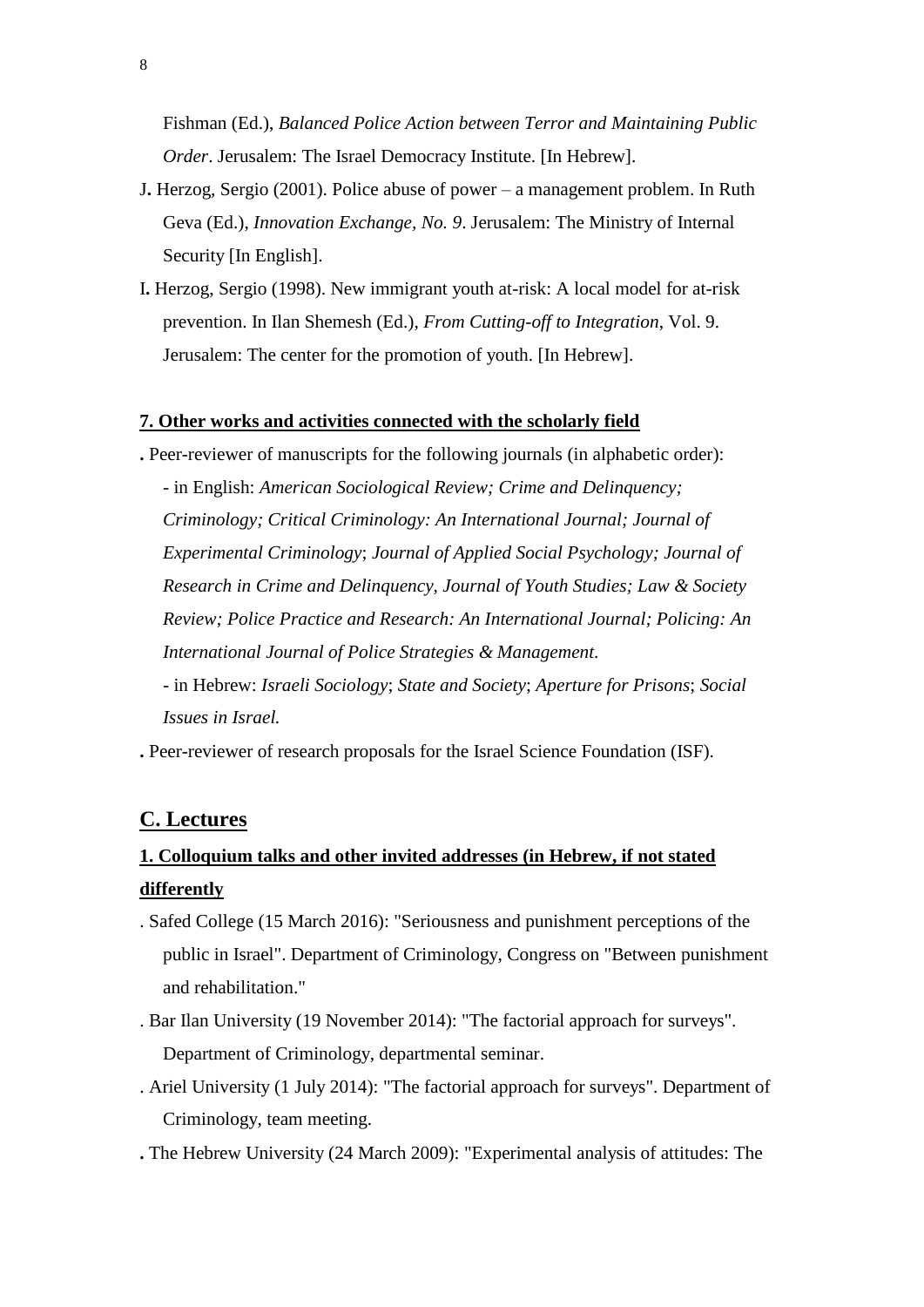Fishman (Ed.), *Balanced Police Action between Terror and Maintaining Public Order*. Jerusalem: The Israel Democracy Institute. [In Hebrew].

J**.** Herzog, Sergio (2001). Police abuse of power – a management problem. In Ruth Geva (Ed.), *Innovation Exchange, No. 9*. Jerusalem: The Ministry of Internal Security [In English].

I**.** Herzog, Sergio (1998). New immigrant youth at-risk: A local model for at-risk prevention. In Ilan Shemesh (Ed.), *From Cutting-off to Integration*, Vol. 9. Jerusalem: The center for the promotion of youth. [In Hebrew].

**7. Other works and activities connected with the scholarly field**

**.** Peer-reviewer of manuscripts for the following journals (in alphabetic order):

- in English: *American Sociological Review; Crime and Delinquency; Criminology; Critical Criminology: An International Journal; Journal of Experimental Criminology*; *Journal of Applied Social Psychology; Journal of Research in Crime and Delinquency, Journal of Youth Studies; Law & Society Review; Police Practice and Research: An International Journal; Policing: An International Journal of Police Strategies & Management*.
- in Hebrew: *Israeli Sociology*; *State and Society*; *Aperture for Prisons*; *Social Issues in Israel.*

**.** Peer-reviewer of research proposals for the Israel Science Foundation (ISF).

## C. Lectures

### 1. Colloquium talks and other invited addresses (in Hebrew, if not stated differently

. Safed College (15 March 2016): "Seriousness and punishment perceptions of the public in Israel". Department of Criminology, Congress on "Between punishment and rehabilitation."

. Bar Ilan University (19 November 2014): "The factorial approach for surveys". Department of Criminology, departmental seminar.

. Ariel University (1 July 2014): "The factorial approach for surveys". Department of Criminology, team meeting.

**.** The Hebrew University (24 March 2009): "Experimental analysis of attitudes: The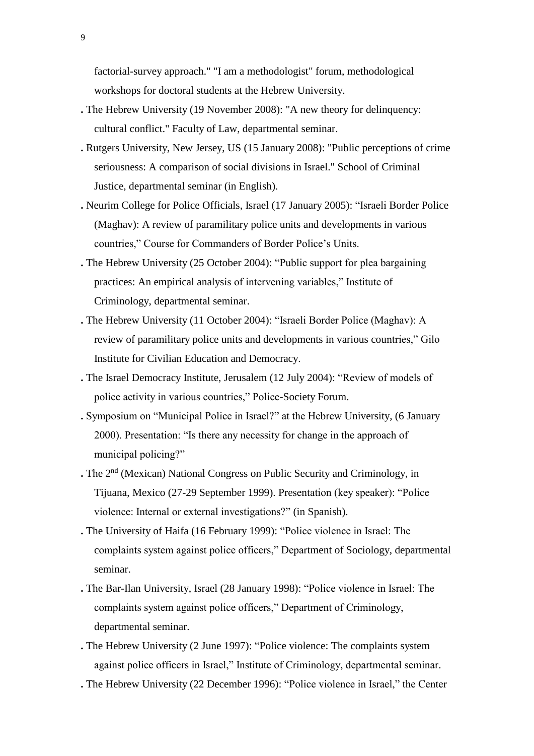factorial-survey approach." "I am a methodologist" forum, methodological workshops for doctoral students at the Hebrew University.

. The Hebrew University (19 November 2008): "A new theory for delinquency: cultural conflict." Faculty of Law, departmental seminar.

. Rutgers University, New Jersey, US (15 January 2008): "Public perceptions of crime seriousness: A comparison of social divisions in Israel." School of Criminal Justice, departmental seminar (in English).

. Neurim College for Police Officials, Israel (17 January 2005): "Israeli Border Police (Maghav): A review of paramilitary police units and developments in various countries," Course for Commanders of Border Police's Units.

. The Hebrew University (25 October 2004): "Public support for plea bargaining practices: An empirical analysis of intervening variables," Institute of Criminology, departmental seminar.

. The Hebrew University (11 October 2004): "Israeli Border Police (Maghav): A review of paramilitary police units and developments in various countries," Gilo Institute for Civilian Education and Democracy.

. The Israel Democracy Institute, Jerusalem (12 July 2004): "Review of models of police activity in various countries," Police-Society Forum.

. Symposium on "Municipal Police in Israel?" at the Hebrew University, (6 January 2000). Presentation: "Is there any necessity for change in the approach of municipal policing?"

. The 2nd (Mexican) National Congress on Public Security and Criminology, in Tijuana, Mexico (27-29 September 1999). Presentation (key speaker): "Police violence: Internal or external investigations?" (in Spanish).

. The University of Haifa (16 February 1999): "Police violence in Israel: The complaints system against police officers," Department of Sociology, departmental seminar.

. The Bar-Ilan University, Israel (28 January 1998): "Police violence in Israel: The complaints system against police officers," Department of Criminology, departmental seminar.

. The Hebrew University (2 June 1997): "Police violence: The complaints system against police officers in Israel," Institute of Criminology, departmental seminar.

. The Hebrew University (22 December 1996): "Police violence in Israel," the Center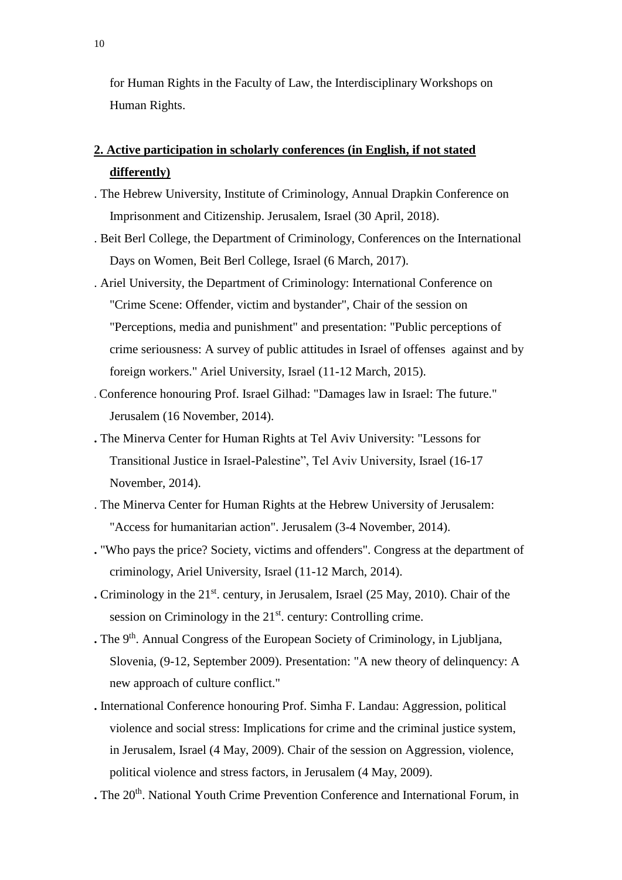for Human Rights in the Faculty of Law, the Interdisciplinary Workshops on Human Rights.

**2. Active participation in scholarly conferences (in English, if not stated differently)**

. The Hebrew University, Institute of Criminology, Annual Drapkin Conference on Imprisonment and Citizenship. Jerusalem, Israel (30 April, 2018).

. Beit Berl College, the Department of Criminology, Conferences on the International Days on Women, Beit Berl College, Israel (6 March, 2017).

. Ariel University, the Department of Criminology: International Conference on "Crime Scene: Offender, victim and bystander", Chair of the session on "Perceptions, media and punishment" and presentation: "Public perceptions of crime seriousness: A survey of public attitudes in Israel of offenses against and by foreign workers." Ariel University, Israel (11-12 March, 2015).

. Conference honouring Prof. Israel Gilhad: "Damages law in Israel: The future." Jerusalem (16 November, 2014).

**.** The Minerva Center for Human Rights at Tel Aviv University: "Lessons for Transitional Justice in Israel-Palestine", Tel Aviv University, Israel (16-17 November, 2014).

. The Minerva Center for Human Rights at the Hebrew University of Jerusalem: "Access for humanitarian action". Jerusalem (3-4 November, 2014).

**.** "Who pays the price? Society, victims and offenders". Congress at the department of criminology, Ariel University, Israel (11-12 March, 2014).

**.** Criminology in the 21st. century, in Jerusalem, Israel (25 May, 2010). Chair of the session on Criminology in the 21st. century: Controlling crime.

**.** The 9th. Annual Congress of the European Society of Criminology, in Ljubljana, Slovenia, (9-12, September 2009). Presentation: "A new theory of delinquency: A new approach of culture conflict."

**.** International Conference honouring Prof. Simha F. Landau: Aggression, political violence and social stress: Implications for crime and the criminal justice system, in Jerusalem, Israel (4 May, 2009). Chair of the session on Aggression, violence, political violence and stress factors, in Jerusalem (4 May, 2009).

**.** The 20th. National Youth Crime Prevention Conference and International Forum, in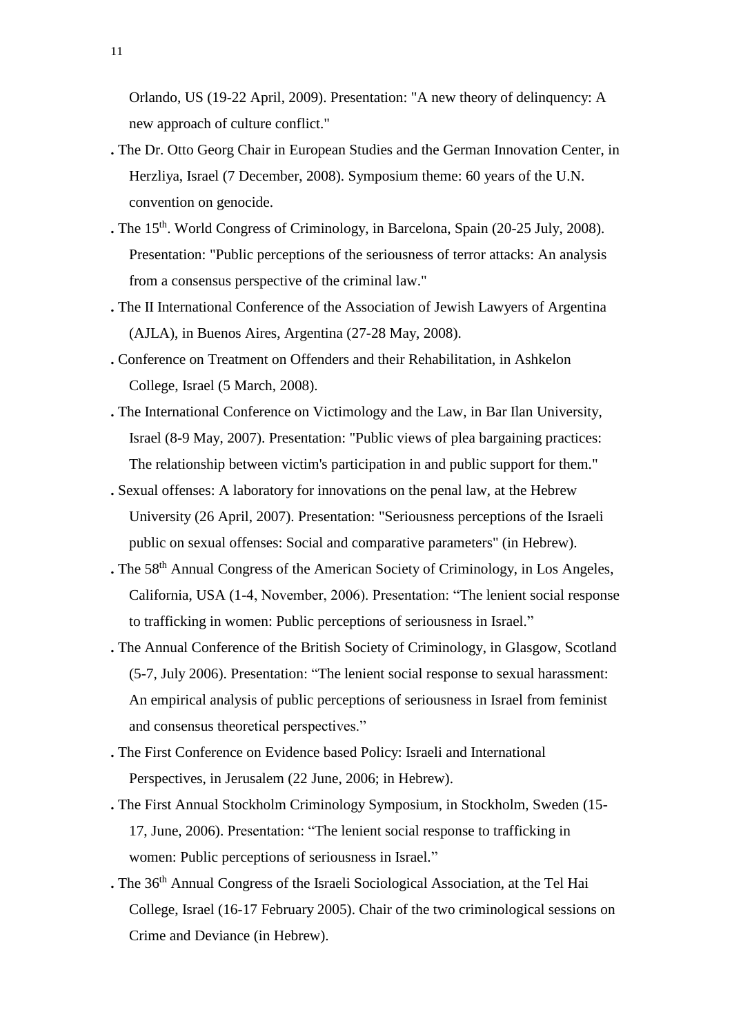Orlando, US (19-22 April, 2009). Presentation: "A new theory of delinquency: A new approach of culture conflict."

. The Dr. Otto Georg Chair in European Studies and the German Innovation Center, in Herzliya, Israel (7 December, 2008). Symposium theme: 60 years of the U.N. convention on genocide.

. The 15th. World Congress of Criminology, in Barcelona, Spain (20-25 July, 2008). Presentation: "Public perceptions of the seriousness of terror attacks: An analysis from a consensus perspective of the criminal law."

. The II International Conference of the Association of Jewish Lawyers of Argentina (AJLA), in Buenos Aires, Argentina (27-28 May, 2008).

. Conference on Treatment on Offenders and their Rehabilitation, in Ashkelon College, Israel (5 March, 2008).

. The International Conference on Victimology and the Law, in Bar Ilan University, Israel (8-9 May, 2007). Presentation: "Public views of plea bargaining practices: The relationship between victim's participation in and public support for them."

. Sexual offenses: A laboratory for innovations on the penal law, at the Hebrew University (26 April, 2007). Presentation: "Seriousness perceptions of the Israeli public on sexual offenses: Social and comparative parameters" (in Hebrew).

. The 58th Annual Congress of the American Society of Criminology, in Los Angeles, California, USA (1-4, November, 2006). Presentation: "The lenient social response to trafficking in women: Public perceptions of seriousness in Israel."

. The Annual Conference of the British Society of Criminology, in Glasgow, Scotland (5-7, July 2006). Presentation: "The lenient social response to sexual harassment: An empirical analysis of public perceptions of seriousness in Israel from feminist and consensus theoretical perspectives."

. The First Conference on Evidence based Policy: Israeli and International Perspectives, in Jerusalem (22 June, 2006; in Hebrew).

. The First Annual Stockholm Criminology Symposium, in Stockholm, Sweden (15-17, June, 2006). Presentation: "The lenient social response to trafficking in women: Public perceptions of seriousness in Israel."

. The 36th Annual Congress of the Israeli Sociological Association, at the Tel Hai College, Israel (16-17 February 2005). Chair of the two criminological sessions on Crime and Deviance (in Hebrew).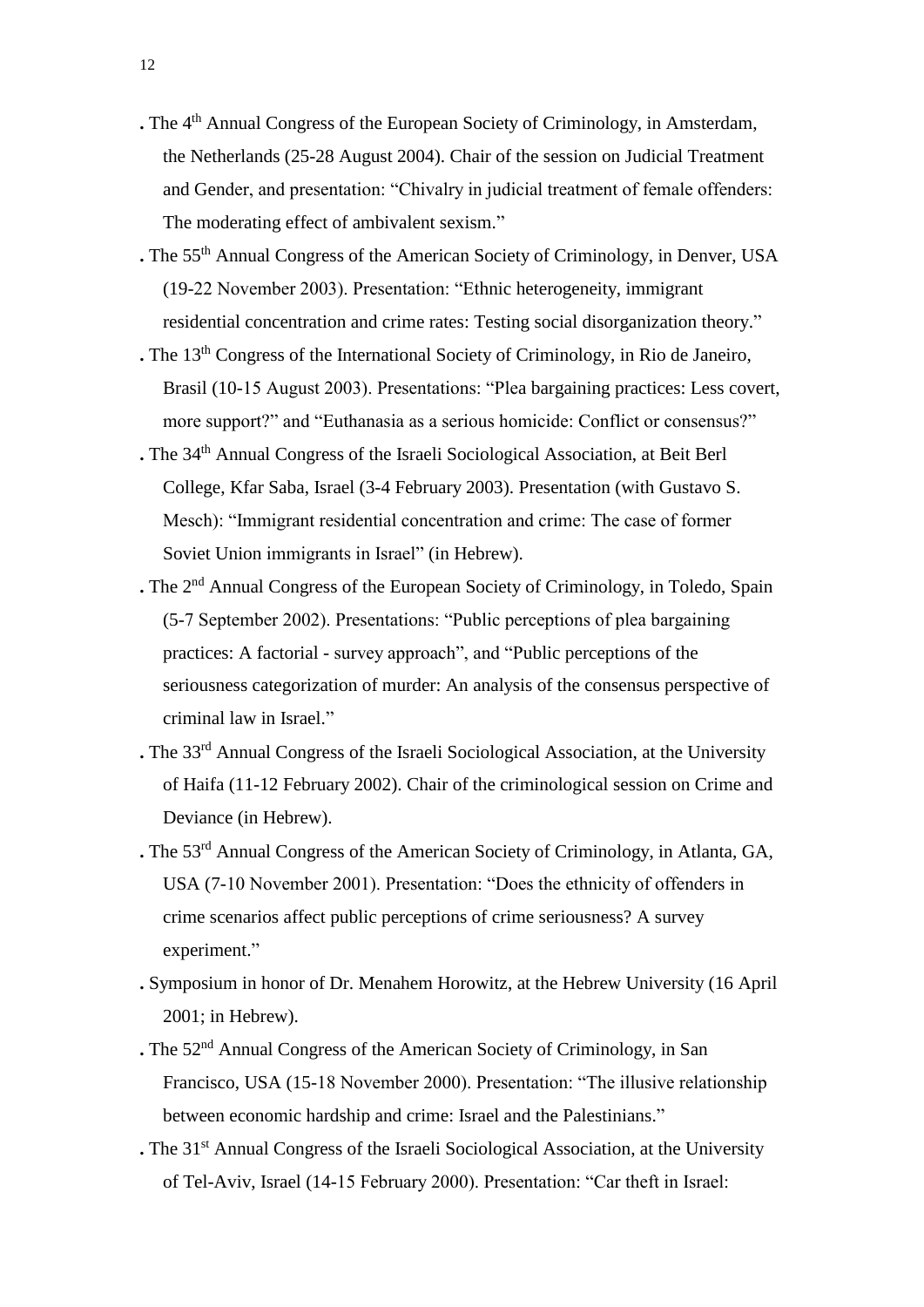. The 4th Annual Congress of the European Society of Criminology, in Amsterdam, the Netherlands (25-28 August 2004). Chair of the session on Judicial Treatment and Gender, and presentation: "Chivalry in judicial treatment of female offenders: The moderating effect of ambivalent sexism."

. The 55th Annual Congress of the American Society of Criminology, in Denver, USA (19-22 November 2003). Presentation: "Ethnic heterogeneity, immigrant residential concentration and crime rates: Testing social disorganization theory."

. The 13th Congress of the International Society of Criminology, in Rio de Janeiro, Brasil (10-15 August 2003). Presentations: "Plea bargaining practices: Less covert, more support?" and "Euthanasia as a serious homicide: Conflict or consensus?"

. The 34th Annual Congress of the Israeli Sociological Association, at Beit Berl College, Kfar Saba, Israel (3-4 February 2003). Presentation (with Gustavo S. Mesch): "Immigrant residential concentration and crime: The case of former Soviet Union immigrants in Israel" (in Hebrew).

. The 2nd Annual Congress of the European Society of Criminology, in Toledo, Spain (5-7 September 2002). Presentations: "Public perceptions of plea bargaining practices: A factorial - survey approach", and "Public perceptions of the seriousness categorization of murder: An analysis of the consensus perspective of criminal law in Israel."

. The 33rd Annual Congress of the Israeli Sociological Association, at the University of Haifa (11-12 February 2002). Chair of the criminological session on Crime and Deviance (in Hebrew).

. The 53rd Annual Congress of the American Society of Criminology, in Atlanta, GA, USA (7-10 November 2001). Presentation: "Does the ethnicity of offenders in crime scenarios affect public perceptions of crime seriousness? A survey experiment."

. Symposium in honor of Dr. Menahem Horowitz, at the Hebrew University (16 April 2001; in Hebrew).

. The 52nd Annual Congress of the American Society of Criminology, in San Francisco, USA (15-18 November 2000). Presentation: "The illusive relationship between economic hardship and crime: Israel and the Palestinians."

. The 31st Annual Congress of the Israeli Sociological Association, at the University of Tel-Aviv, Israel (14-15 February 2000). Presentation: "Car theft in Israel: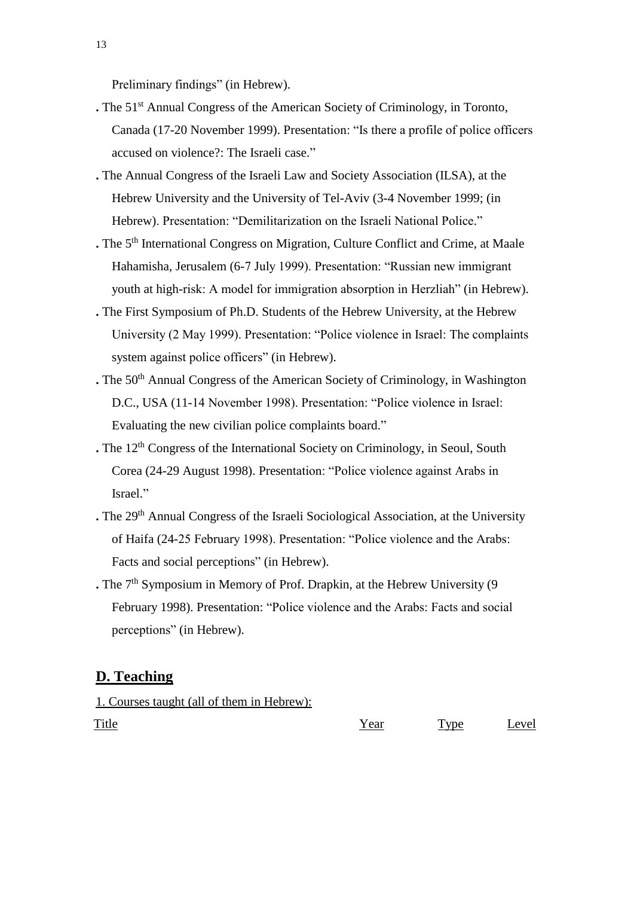Preliminary findings" (in Hebrew).

. The 51st Annual Congress of the American Society of Criminology, in Toronto, Canada (17-20 November 1999). Presentation: "Is there a profile of police officers accused on violence?: The Israeli case."

. The Annual Congress of the Israeli Law and Society Association (ILSA), at the Hebrew University and the University of Tel-Aviv (3-4 November 1999; (in Hebrew). Presentation: "Demilitarization on the Israeli National Police."

. The 5th International Congress on Migration, Culture Conflict and Crime, at Maale Hahamisha, Jerusalem (6-7 July 1999). Presentation: "Russian new immigrant youth at high-risk: A model for immigration absorption in Herzliah" (in Hebrew).

. The First Symposium of Ph.D. Students of the Hebrew University, at the Hebrew University (2 May 1999). Presentation: "Police violence in Israel: The complaints system against police officers" (in Hebrew).

. The 50th Annual Congress of the American Society of Criminology, in Washington D.C., USA (11-14 November 1998). Presentation: "Police violence in Israel: Evaluating the new civilian police complaints board."

. The 12th Congress of the International Society on Criminology, in Seoul, South Corea (24-29 August 1998). Presentation: "Police violence against Arabs in Israel."

. The 29th Annual Congress of the Israeli Sociological Association, at the University of Haifa (24-25 February 1998). Presentation: "Police violence and the Arabs: Facts and social perceptions" (in Hebrew).

. The 7th Symposium in Memory of Prof. Drapkin, at the Hebrew University (9 February 1998). Presentation: "Police violence and the Arabs: Facts and social perceptions" (in Hebrew).

## D. Teaching

1. Courses taught (all of them in Hebrew):

| Title | Year | Type | Level |
| --- | --- | --- | --- |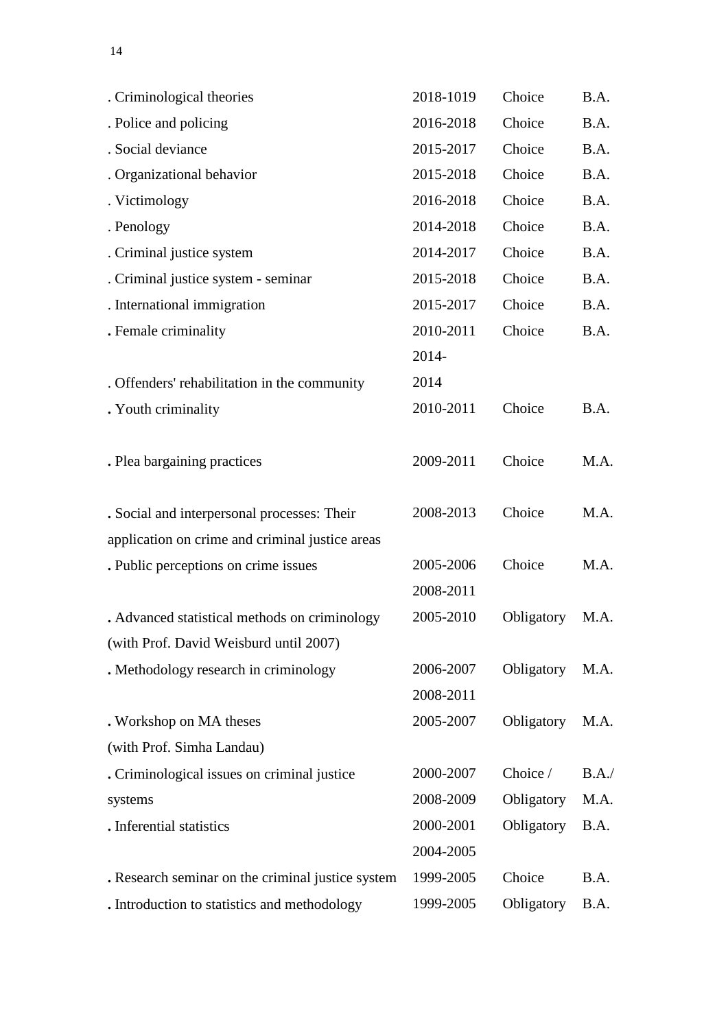| Course | Years | Type | Degree |
|---|---|---|---|
| . Criminological theories | 2018-1019 | Choice | B.A. |
| . Police and policing | 2016-2018 | Choice | B.A. |
| . Social deviance | 2015-2017 | Choice | B.A. |
| . Organizational behavior | 2015-2018 | Choice | B.A. |
| . Victimology | 2016-2018 | Choice | B.A. |
| . Penology | 2014-2018 | Choice | B.A. |
| . Criminal justice system | 2014-2017 | Choice | B.A. |
| . Criminal justice system - seminar | 2015-2018 | Choice | B.A. |
| . International immigration | 2015-2017 | Choice | B.A. |
| . Female criminality | 2010-2011 | Choice | B.A. |
| . Offenders' rehabilitation in the community | 2014-2014 | | |
| . Youth criminality | 2010-2011 | Choice | B.A. |
| . Plea bargaining practices | 2009-2011 | Choice | M.A. |
| . Social and interpersonal processes: Their application on crime and criminal justice areas | 2008-2013 | Choice | M.A. |
| . Public perceptions on crime issues | 2005-2006, 2008-2011 | Choice | M.A. |
| . Advanced statistical methods on criminology (with Prof. David Weisburd until 2007) | 2005-2010 | Obligatory | M.A. |
| . Methodology research in criminology | 2006-2007, 2008-2011 | Obligatory | M.A. |
| . Workshop on MA theses (with Prof. Simha Landau) | 2005-2007 | Obligatory | M.A. |
| . Criminological issues on criminal justice systems | 2000-2007, 2008-2009 | Choice / Obligatory | B.A./ M.A. |
| . Inferential statistics | 2000-2001, 2004-2005 | Obligatory | B.A. |
| . Research seminar on the criminal justice system | 1999-2005 | Choice | B.A. |
| . Introduction to statistics and methodology | 1999-2005 | Obligatory | B.A. |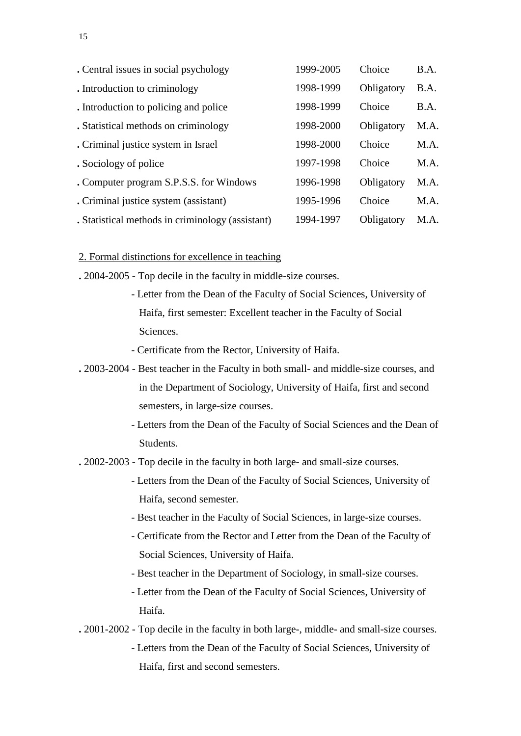| Course | Years | Type | Degree |
|---|---|---|---|
| . Central issues in social psychology | 1999-2005 | Choice | B.A. |
| . Introduction to criminology | 1998-1999 | Obligatory | B.A. |
| . Introduction to policing and police | 1998-1999 | Choice | B.A. |
| . Statistical methods on criminology | 1998-2000 | Obligatory | M.A. |
| . Criminal justice system in Israel | 1998-2000 | Choice | M.A. |
| . Sociology of police | 1997-1998 | Choice | M.A. |
| . Computer program S.P.S.S. for Windows | 1996-1998 | Obligatory | M.A. |
| . Criminal justice system (assistant) | 1995-1996 | Choice | M.A. |
| . Statistical methods in criminology (assistant) | 1994-1997 | Obligatory | M.A. |

2. Formal distinctions for excellence in teaching

. 2004-2005 - Top decile in the faculty in middle-size courses.
- Letter from the Dean of the Faculty of Social Sciences, University of Haifa, first semester: Excellent teacher in the Faculty of Social Sciences.
- Certificate from the Rector, University of Haifa.

. 2003-2004 - Best teacher in the Faculty in both small- and middle-size courses, and in the Department of Sociology, University of Haifa, first and second semesters, in large-size courses.
- Letters from the Dean of the Faculty of Social Sciences and the Dean of Students.

. 2002-2003 - Top decile in the faculty in both large- and small-size courses.
- Letters from the Dean of the Faculty of Social Sciences, University of Haifa, second semester.
- Best teacher in the Faculty of Social Sciences, in large-size courses.
- Certificate from the Rector and Letter from the Dean of the Faculty of Social Sciences, University of Haifa.
- Best teacher in the Department of Sociology, in small-size courses.
- Letter from the Dean of the Faculty of Social Sciences, University of Haifa.

. 2001-2002 - Top decile in the faculty in both large-, middle- and small-size courses.
- Letters from the Dean of the Faculty of Social Sciences, University of Haifa, first and second semesters.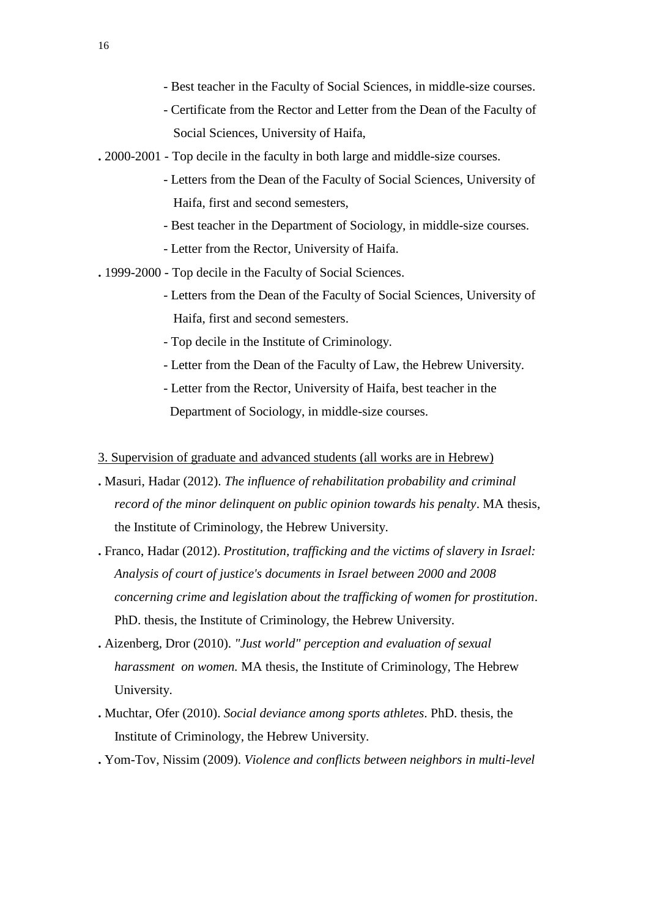- Best teacher in the Faculty of Social Sciences, in middle-size courses.
- Certificate from the Rector and Letter from the Dean of the Faculty of Social Sciences, University of Haifa,

**.** 2000-2001 - Top decile in the faculty in both large and middle-size courses.
- Letters from the Dean of the Faculty of Social Sciences, University of Haifa, first and second semesters,
- Best teacher in the Department of Sociology, in middle-size courses.
- Letter from the Rector, University of Haifa.

**.** 1999-2000 - Top decile in the Faculty of Social Sciences.
- Letters from the Dean of the Faculty of Social Sciences, University of Haifa, first and second semesters.
- Top decile in the Institute of Criminology.
- Letter from the Dean of the Faculty of Law, the Hebrew University.
- Letter from the Rector, University of Haifa, best teacher in the Department of Sociology, in middle-size courses.

<u>3. Supervision of graduate and advanced students (all works are in Hebrew)</u>

**.** Masuri, Hadar (2012). *The influence of rehabilitation probability and criminal record of the minor delinquent on public opinion towards his penalty*. MA thesis, the Institute of Criminology, the Hebrew University.

**.** Franco, Hadar (2012). *Prostitution, trafficking and the victims of slavery in Israel: Analysis of court of justice's documents in Israel between 2000 and 2008 concerning crime and legislation about the trafficking of women for prostitution*. PhD. thesis, the Institute of Criminology, the Hebrew University.

**.** Aizenberg, Dror (2010). *"Just world" perception and evaluation of sexual harassment on women.* MA thesis, the Institute of Criminology, The Hebrew University.

**.** Muchtar, Ofer (2010). *Social deviance among sports athletes*. PhD. thesis, the Institute of Criminology, the Hebrew University.

**.** Yom-Tov, Nissim (2009). *Violence and conflicts between neighbors in multi-level*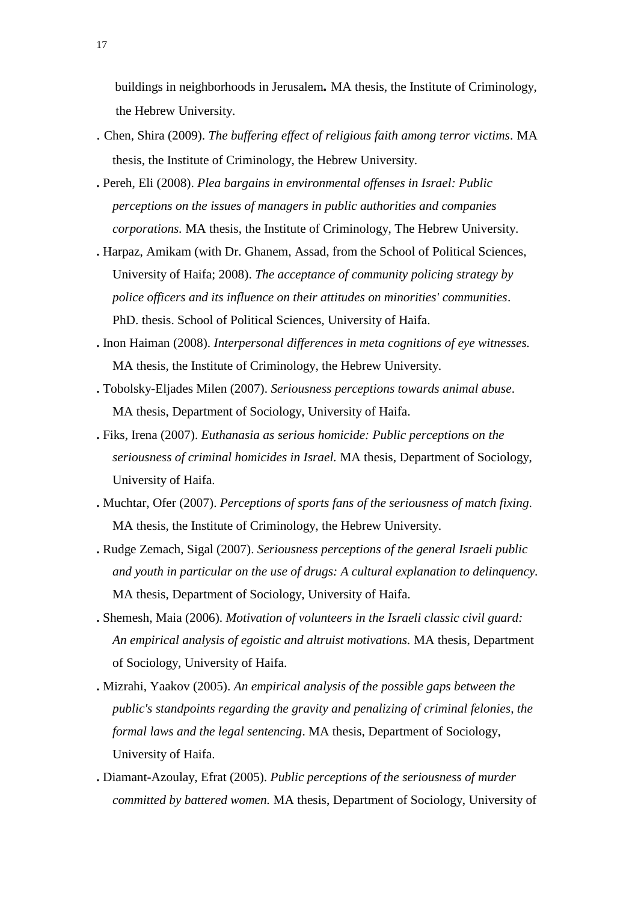buildings in neighborhoods in Jerusalem**.** MA thesis, the Institute of Criminology, the Hebrew University.

. Chen, Shira (2009). *The buffering effect of religious faith among terror victims*. MA thesis, the Institute of Criminology, the Hebrew University.

**.** Pereh, Eli (2008). *Plea bargains in environmental offenses in Israel: Public perceptions on the issues of managers in public authorities and companies corporations.* MA thesis, the Institute of Criminology, The Hebrew University.

**.** Harpaz, Amikam (with Dr. Ghanem, Assad, from the School of Political Sciences, University of Haifa; 2008). *The acceptance of community policing strategy by police officers and its influence on their attitudes on minorities' communities*. PhD. thesis. School of Political Sciences, University of Haifa.

**.** Inon Haiman (2008). *Interpersonal differences in meta cognitions of eye witnesses.* MA thesis, the Institute of Criminology, the Hebrew University.

**.** Tobolsky-Eljades Milen (2007). *Seriousness perceptions towards animal abuse*. MA thesis, Department of Sociology, University of Haifa.

**.** Fiks, Irena (2007). *Euthanasia as serious homicide: Public perceptions on the seriousness of criminal homicides in Israel.* MA thesis, Department of Sociology, University of Haifa.

**.** Muchtar, Ofer (2007). *Perceptions of sports fans of the seriousness of match fixing.* MA thesis, the Institute of Criminology, the Hebrew University.

**.** Rudge Zemach, Sigal (2007). *Seriousness perceptions of the general Israeli public and youth in particular on the use of drugs: A cultural explanation to delinquency*. MA thesis, Department of Sociology, University of Haifa.

**.** Shemesh, Maia (2006). *Motivation of volunteers in the Israeli classic civil guard: An empirical analysis of egoistic and altruist motivations.* MA thesis, Department of Sociology, University of Haifa.

**.** Mizrahi, Yaakov (2005). *An empirical analysis of the possible gaps between the public's standpoints regarding the gravity and penalizing of criminal felonies, the formal laws and the legal sentencing*. MA thesis, Department of Sociology, University of Haifa.

**.** Diamant-Azoulay, Efrat (2005). *Public perceptions of the seriousness of murder committed by battered women.* MA thesis, Department of Sociology, University of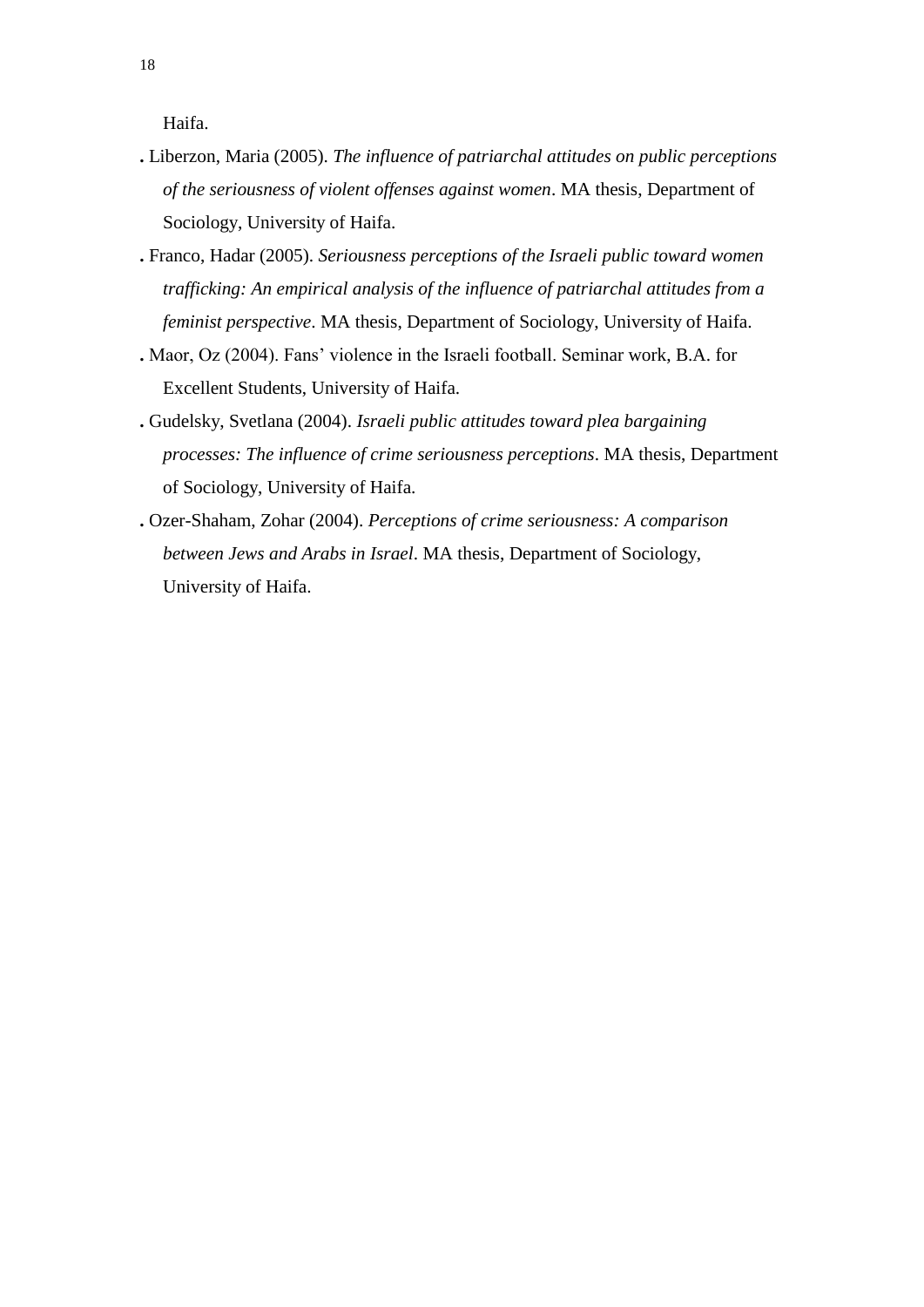Haifa.

. Liberzon, Maria (2005). *The influence of patriarchal attitudes on public perceptions of the seriousness of violent offenses against women*. MA thesis, Department of Sociology, University of Haifa.

. Franco, Hadar (2005). *Seriousness perceptions of the Israeli public toward women trafficking: An empirical analysis of the influence of patriarchal attitudes from a feminist perspective*. MA thesis, Department of Sociology, University of Haifa.

. Maor, Oz (2004). Fans' violence in the Israeli football. Seminar work, B.A. for Excellent Students, University of Haifa.

. Gudelsky, Svetlana (2004). *Israeli public attitudes toward plea bargaining processes: The influence of crime seriousness perceptions*. MA thesis, Department of Sociology, University of Haifa.

. Ozer-Shaham, Zohar (2004). *Perceptions of crime seriousness: A comparison between Jews and Arabs in Israel*. MA thesis, Department of Sociology, University of Haifa.